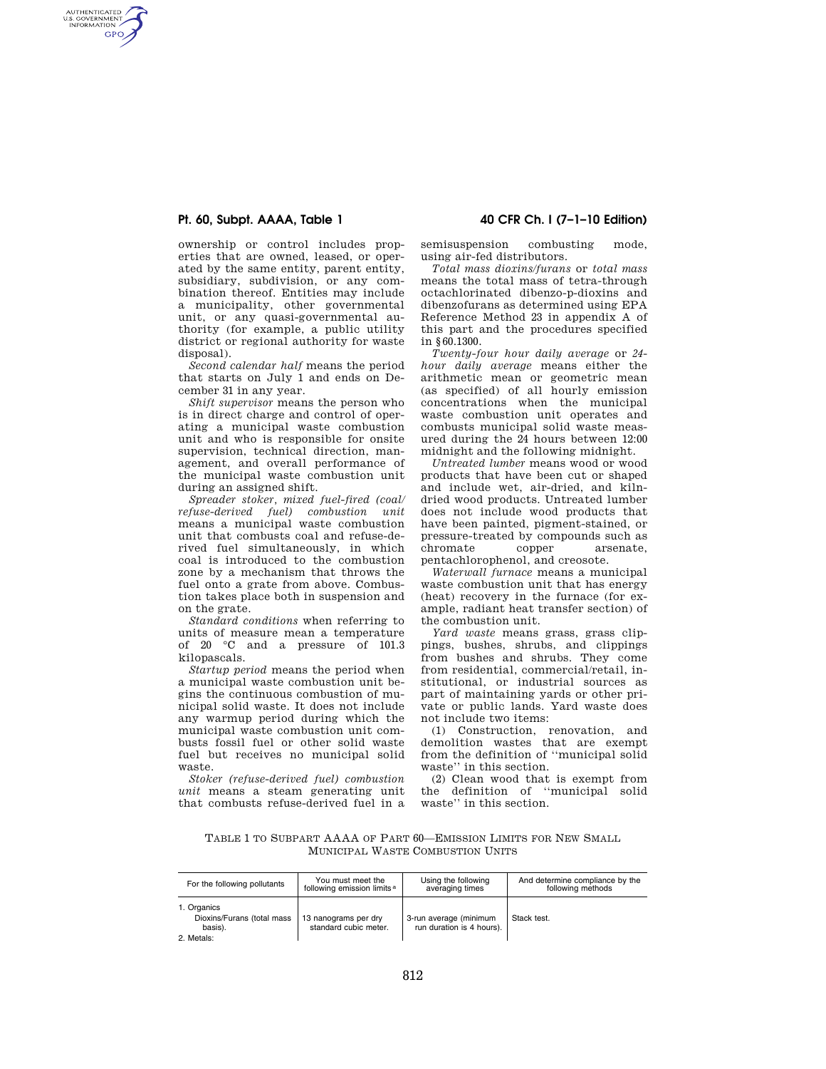ownership or control includes properties that are owned, leased, or operated by the same entity, parent entity, subsidiary, subdivision, or any combination thereof. Entities may include a municipality, other governmental unit, or any quasi-governmental authority (for example, a public utility district or regional authority for waste disposal).

*Second calendar half* means the period that starts on July 1 and ends on December 31 in any year.

*Shift supervisor* means the person who is in direct charge and control of operating a municipal waste combustion unit and who is responsible for onsite supervision, technical direction, management, and overall performance of the municipal waste combustion unit during an assigned shift.

*Spreader stoker, mixed fuel-fired (coal/refuse-derived fuel) combustion unit* means a municipal waste combustion unit that combusts coal and refuse-derived fuel simultaneously, in which coal is introduced to the combustion zone by a mechanism that throws the fuel onto a grate from above. Combustion takes place both in suspension and on the grate.

*Standard conditions* when referring to units of measure mean a temperature of 20 °C and a pressure of 101.3 kilopascals.

*Startup period* means the period when a municipal waste combustion unit begins the continuous combustion of municipal solid waste. It does not include any warmup period during which the municipal waste combustion unit combusts fossil fuel or other solid waste fuel but receives no municipal solid waste.

*Stoker (refuse-derived fuel) combustion unit* means a steam generating unit that combusts refuse-derived fuel in a semisuspension combusting mode, using air-fed distributors.

*Total mass dioxins/furans* or *total mass* means the total mass of tetra-through octachlorinated dibenzo-p-dioxins and dibenzofurans as determined using EPA Reference Method 23 in appendix A of this part and the procedures specified in §60.1300.

*Twenty-four hour daily average* or *24-hour daily average* means either the arithmetic mean or geometric mean (as specified) of all hourly emission concentrations when the municipal waste combustion unit operates and combusts municipal solid waste measured during the 24 hours between 12:00 midnight and the following midnight.

*Untreated lumber* means wood or wood products that have been cut or shaped and include wet, air-dried, and kiln-dried wood products. Untreated lumber does not include wood products that have been painted, pigment-stained, or pressure-treated by compounds such as chromate copper arsenate, pentachlorophenol, and creosote.

*Waterwall furnace* means a municipal waste combustion unit that has energy (heat) recovery in the furnace (for example, radiant heat transfer section) of the combustion unit.

*Yard waste* means grass, grass clippings, bushes, shrubs, and clippings from bushes and shrubs. They come from residential, commercial/retail, institutional, or industrial sources as part of maintaining yards or other private or public lands. Yard waste does not include two items:

(1) Construction, renovation, and demolition wastes that are exempt from the definition of "municipal solid waste" in this section.

(2) Clean wood that is exempt from the definition of "municipal solid waste" in this section.

TABLE 1 TO SUBPART AAAA OF PART 60—EMISSION LIMITS FOR NEW SMALL MUNICIPAL WASTE COMBUSTION UNITS

| For the following pollutants | You must meet the following emission limits [a] | Using the following averaging times | And determine compliance by the following methods |
|---|---|---|---|
| 1. Organics | | | |
| Dioxins/Furans (total mass basis). | 13 nanograms per dry standard cubic meter. | 3-run average (minimum run duration is 4 hours). | Stack test. |
| 2. Metals: | | | |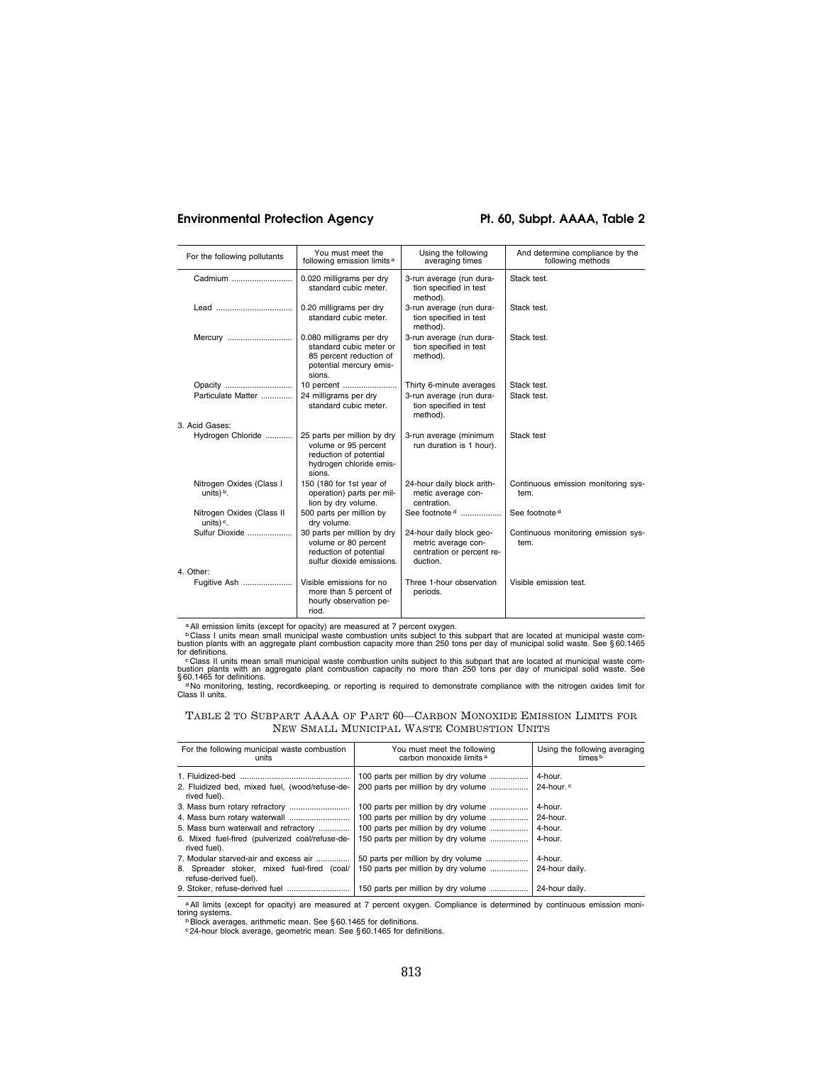| For the following pollutants | You must meet the following emission limits[a] | Using the following averaging times | And determine compliance by the following methods |
| --- | --- | --- | --- |
| Cadmium | 0.020 milligrams per dry standard cubic meter. | 3-run average (run duration specified in test method). | Stack test. |
| Lead | 0.20 milligrams per dry standard cubic meter. | 3-run average (run duration specified in test method). | Stack test. |
| Mercury | 0.080 milligrams per dry standard cubic meter or 85 percent reduction of potential mercury emissions. | 3-run average (run duration specified in test method). | Stack test. |
| Opacity | 10 percent | Thirty 6-minute averages | Stack test. |
| Particulate Matter | 24 milligrams per dry standard cubic meter. | 3-run average (run duration specified in test method). | Stack test. |
| 3. Acid Gases: | | | |
| Hydrogen Chloride | 25 parts per million by dry volume or 95 percent reduction of potential hydrogen chloride emissions. | 3-run average (minimum run duration is 1 hour). | Stack test |
| Nitrogen Oxides (Class I units)[b]. | 150 (180 for 1st year of operation) parts per million by dry volume. | 24-hour daily block arithmetic average concentration. | Continuous emission monitoring system. |
| Nitrogen Oxides (Class II units)[c]. | 500 parts per million by dry volume. | See footnote[d] | See footnote[d] |
| Sulfur Dioxide | 30 parts per million by dry volume or 80 percent reduction of potential sulfur dioxide emissions. | 24-hour daily block geometric average concentration or percent reduction. | Continuous monitoring emission system. |
| 4. Other: | | | |
| Fugitive Ash | Visible emissions for no more than 5 percent of hourly observation period. | Three 1-hour observation periods. | Visible emission test. |

[a] All emission limits (except for opacity) are measured at 7 percent oxygen.

[b] Class I units mean small municipal waste combustion units subject to this subpart that are located at municipal waste combustion plants with an aggregate plant combustion capacity more than 250 tons per day of municipal solid waste. See §60.1465 for definitions.

[c] Class II units mean small municipal waste combustion units subject to this subpart that are located at municipal waste combustion plants with an aggregate plant combustion capacity no more than 250 tons per day of municipal solid waste. See §60.1465 for definitions.

[d] No monitoring, testing, recordkeeping, or reporting is required to demonstrate compliance with the nitrogen oxides limit for Class II units.

## TABLE 2 TO SUBPART AAAA OF PART 60—CARBON MONOXIDE EMISSION LIMITS FOR NEW SMALL MUNICIPAL WASTE COMBUSTION UNITS

| For the following municipal waste combustion units | You must meet the following carbon monoxide limits[a] | Using the following averaging times[b] |
| --- | --- | --- |
| 1. Fluidized-bed | 100 parts per million by dry volume | 4-hour. |
| 2. Fluidized bed, mixed fuel, (wood/refuse-derived fuel). | 200 parts per million by dry volume | 24-hour.[c] |
| 3. Mass burn rotary refractory | 100 parts per million by dry volume | 4-hour. |
| 4. Mass burn rotary waterwall | 100 parts per million by dry volume | 24-hour. |
| 5. Mass burn waterwall and refractory | 100 parts per million by dry volume | 4-hour. |
| 6. Mixed fuel-fired (pulverized coal/refuse-derived fuel). | 150 parts per million by dry volume | 4-hour. |
| 7. Modular starved-air and excess air | 50 parts per million by dry volume | 4-hour. |
| 8. Spreader stoker, mixed fuel-fired (coal/refuse-derived fuel). | 150 parts per million by dry volume | 24-hour daily. |
| 9. Stoker, refuse-derived fuel | 150 parts per million by dry volume | 24-hour daily. |

[a] All limits (except for opacity) are measured at 7 percent oxygen. Compliance is determined by continuous emission monitoring systems.

[b] Block averages, arithmetic mean. See §60.1465 for definitions.

[c] 24-hour block average, geometric mean. See §60.1465 for definitions.